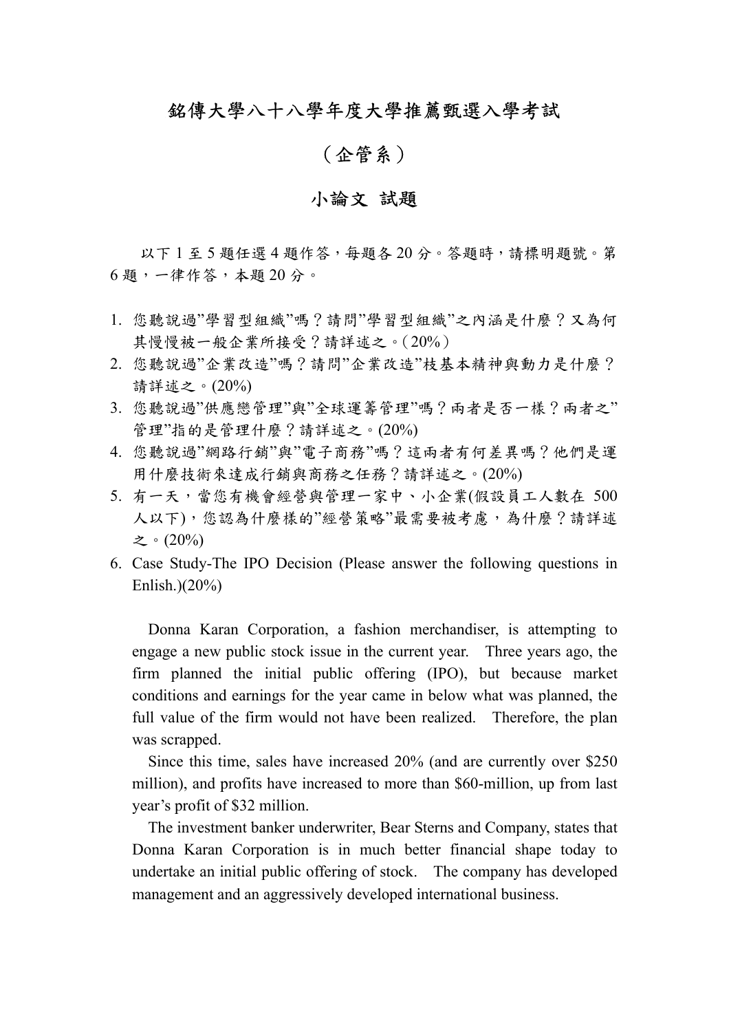# 銘傳大學八十八學年度大學推薦甄選入學考試

## （企管系）

## 小論文 試題

以下 1 至 5 題任選 4 題作答，每題各 20 分。答題時，請標明題號。第 6 題，一律作答，本題 20 分。

1. 您聽說過”學習型組織”嗎？請問”學習型組織”之內涵是什麼？又為何其慢慢被一般企業所接受？請詳述之。(20%)
2. 您聽說過”企業改造”嗎？請問”企業改造”枝基本精神與動力是什麼？請詳述之。(20%)
3. 您聽說過”供應鏈管理”與”全球運籌管理”嗎？兩者是否一樣？兩者之”管理”指的是管理什麼？請詳述之。(20%)
4. 您聽說過”網路行銷”與”電子商務”嗎？這兩者有何差異嗎？他們是運用什麼技術來達成行銷與商務之任務？請詳述之。(20%)
5. 有一天，當您有機會經營與管理一家中、小企業(假設員工人數在 500 人以下)，您認為什麼樣的”經營策略”最需要被考慮，為什麼？請詳述之。(20%)
6. Case Study-The IPO Decision (Please answer the following questions in Enlish.)(20%)

   Donna Karan Corporation, a fashion merchandiser, is attempting to engage a new public stock issue in the current year. Three years ago, the firm planned the initial public offering (IPO), but because market conditions and earnings for the year came in below what was planned, the full value of the firm would not have been realized. Therefore, the plan was scrapped.

   Since this time, sales have increased 20% (and are currently over $250 million), and profits have increased to more than $60-million, up from last year's profit of $32 million.

   The investment banker underwriter, Bear Sterns and Company, states that Donna Karan Corporation is in much better financial shape today to undertake an initial public offering of stock. The company has developed management and an aggressively developed international business.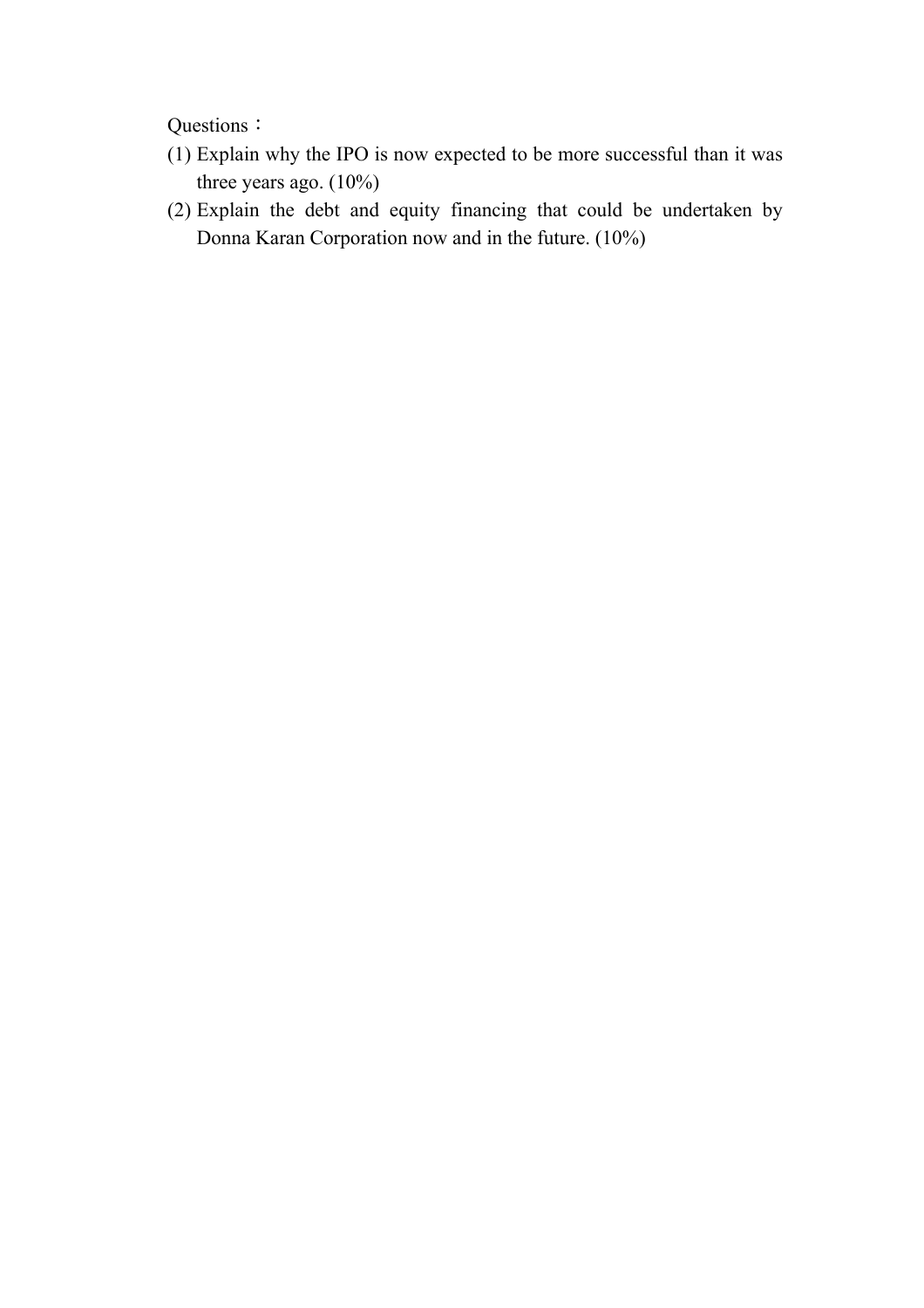Questions：

(1) Explain why the IPO is now expected to be more successful than it was three years ago. (10%)

(2) Explain the debt and equity financing that could be undertaken by Donna Karan Corporation now and in the future. (10%)